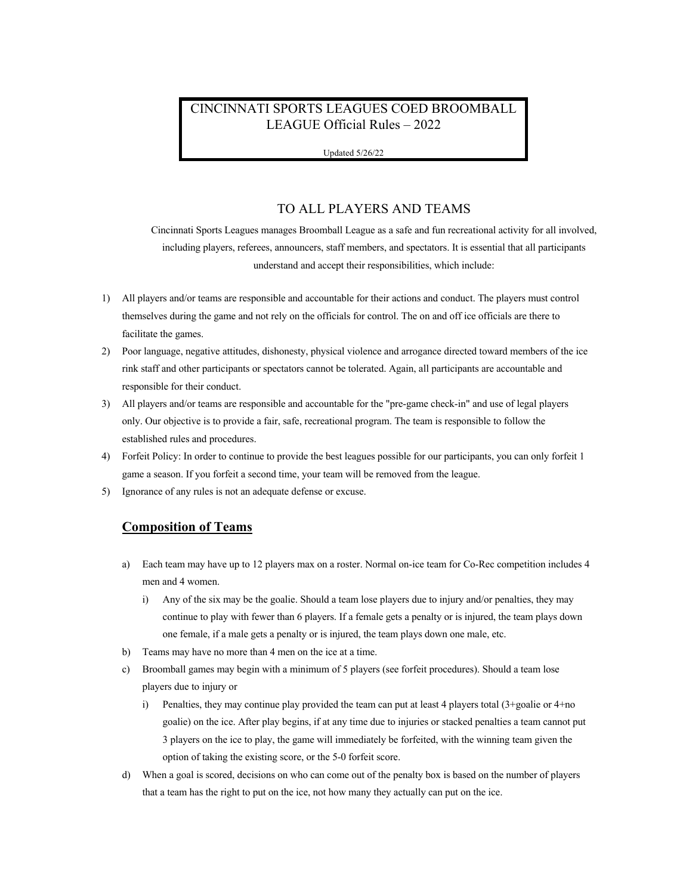# CINCINNATI SPORTS LEAGUES COED BROOMBALL LEAGUE Official Rules – 2022

Updated 5/26/22

## TO ALL PLAYERS AND TEAMS

Cincinnati Sports Leagues manages Broomball League as a safe and fun recreational activity for all involved, including players, referees, announcers, staff members, and spectators. It is essential that all participants understand and accept their responsibilities, which include:

1) All players and/or teams are responsible and accountable for their actions and conduct. The players must control themselves during the game and not rely on the officials for control. The on and off ice officials are there to facilitate the games.
2) Poor language, negative attitudes, dishonesty, physical violence and arrogance directed toward members of the ice rink staff and other participants or spectators cannot be tolerated. Again, all participants are accountable and responsible for their conduct.
3) All players and/or teams are responsible and accountable for the "pre-game check-in" and use of legal players only. Our objective is to provide a fair, safe, recreational program. The team is responsible to follow the established rules and procedures.
4) Forfeit Policy: In order to continue to provide the best leagues possible for our participants, you can only forfeit 1 game a season. If you forfeit a second time, your team will be removed from the league.
5) Ignorance of any rules is not an adequate defense or excuse.

## **Composition of Teams**

a) Each team may have up to 12 players max on a roster. Normal on-ice team for Co-Rec competition includes 4 men and 4 women.
   i) Any of the six may be the goalie. Should a team lose players due to injury and/or penalties, they may continue to play with fewer than 6 players. If a female gets a penalty or is injured, the team plays down one female, if a male gets a penalty or is injured, the team plays down one male, etc.
b) Teams may have no more than 4 men on the ice at a time.
c) Broomball games may begin with a minimum of 5 players (see forfeit procedures). Should a team lose players due to injury or
   i) Penalties, they may continue play provided the team can put at least 4 players total (3+goalie or 4+no goalie) on the ice. After play begins, if at any time due to injuries or stacked penalties a team cannot put 3 players on the ice to play, the game will immediately be forfeited, with the winning team given the option of taking the existing score, or the 5-0 forfeit score.
d) When a goal is scored, decisions on who can come out of the penalty box is based on the number of players that a team has the right to put on the ice, not how many they actually can put on the ice.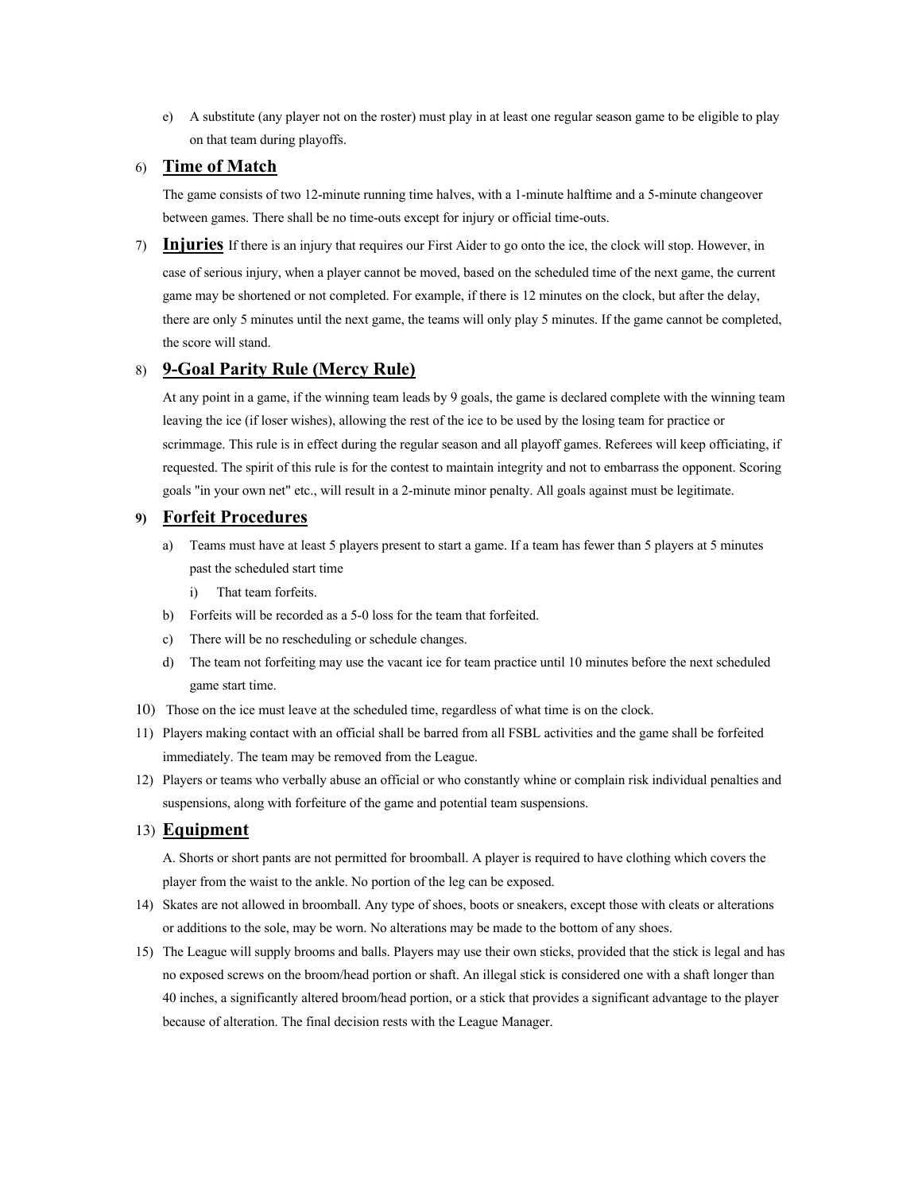e) A substitute (any player not on the roster) must play in at least one regular season game to be eligible to play on that team during playoffs.

6) **Time of Match**

The game consists of two 12-minute running time halves, with a 1-minute halftime and a 5-minute changeover between games. There shall be no time-outs except for injury or official time-outs.

7) **Injuries** If there is an injury that requires our First Aider to go onto the ice, the clock will stop. However, in case of serious injury, when a player cannot be moved, based on the scheduled time of the next game, the current game may be shortened or not completed. For example, if there is 12 minutes on the clock, but after the delay, there are only 5 minutes until the next game, the teams will only play 5 minutes. If the game cannot be completed, the score will stand.

8) **9-Goal Parity Rule (Mercy Rule)**

At any point in a game, if the winning team leads by 9 goals, the game is declared complete with the winning team leaving the ice (if loser wishes), allowing the rest of the ice to be used by the losing team for practice or scrimmage. This rule is in effect during the regular season and all playoff games. Referees will keep officiating, if requested. The spirit of this rule is for the contest to maintain integrity and not to embarrass the opponent. Scoring goals "in your own net" etc., will result in a 2-minute minor penalty. All goals against must be legitimate.

9) **Forfeit Procedures**

a) Teams must have at least 5 players present to start a game. If a team has fewer than 5 players at 5 minutes past the scheduled start time

   i) That team forfeits.

b) Forfeits will be recorded as a 5-0 loss for the team that forfeited.

c) There will be no rescheduling or schedule changes.

d) The team not forfeiting may use the vacant ice for team practice until 10 minutes before the next scheduled game start time.

10) Those on the ice must leave at the scheduled time, regardless of what time is on the clock.

11) Players making contact with an official shall be barred from all FSBL activities and the game shall be forfeited immediately. The team may be removed from the League.

12) Players or teams who verbally abuse an official or who constantly whine or complain risk individual penalties and suspensions, along with forfeiture of the game and potential team suspensions.

13) **Equipment**

A. Shorts or short pants are not permitted for broomball. A player is required to have clothing which covers the player from the waist to the ankle. No portion of the leg can be exposed.

14) Skates are not allowed in broomball. Any type of shoes, boots or sneakers, except those with cleats or alterations or additions to the sole, may be worn. No alterations may be made to the bottom of any shoes.

15) The League will supply brooms and balls. Players may use their own sticks, provided that the stick is legal and has no exposed screws on the broom/head portion or shaft. An illegal stick is considered one with a shaft longer than 40 inches, a significantly altered broom/head portion, or a stick that provides a significant advantage to the player because of alteration. The final decision rests with the League Manager.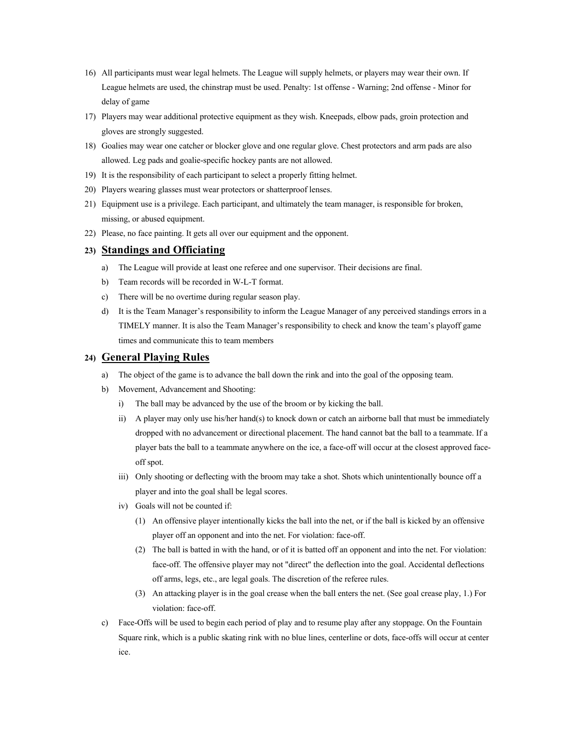16) All participants must wear legal helmets. The League will supply helmets, or players may wear their own. If League helmets are used, the chinstrap must be used. Penalty: 1st offense - Warning; 2nd offense - Minor for delay of game

17) Players may wear additional protective equipment as they wish. Kneepads, elbow pads, groin protection and gloves are strongly suggested.

18) Goalies may wear one catcher or blocker glove and one regular glove. Chest protectors and arm pads are also allowed. Leg pads and goalie-specific hockey pants are not allowed.

19) It is the responsibility of each participant to select a properly fitting helmet.

20) Players wearing glasses must wear protectors or shatterproof lenses.

21) Equipment use is a privilege. Each participant, and ultimately the team manager, is responsible for broken, missing, or abused equipment.

22) Please, no face painting. It gets all over our equipment and the opponent.

## 23) Standings and Officiating

a) The League will provide at least one referee and one supervisor. Their decisions are final.

b) Team records will be recorded in W-L-T format.

c) There will be no overtime during regular season play.

d) It is the Team Manager's responsibility to inform the League Manager of any perceived standings errors in a TIMELY manner. It is also the Team Manager's responsibility to check and know the team's playoff game times and communicate this to team members

## 24) General Playing Rules

a) The object of the game is to advance the ball down the rink and into the goal of the opposing team.

b) Movement, Advancement and Shooting:

   i) The ball may be advanced by the use of the broom or by kicking the ball.

   ii) A player may only use his/her hand(s) to knock down or catch an airborne ball that must be immediately dropped with no advancement or directional placement. The hand cannot bat the ball to a teammate. If a player bats the ball to a teammate anywhere on the ice, a face-off will occur at the closest approved face-off spot.

   iii) Only shooting or deflecting with the broom may take a shot. Shots which unintentionally bounce off a player and into the goal shall be legal scores.

   iv) Goals will not be counted if:

      (1) An offensive player intentionally kicks the ball into the net, or if the ball is kicked by an offensive player off an opponent and into the net. For violation: face-off.

      (2) The ball is batted in with the hand, or of it is batted off an opponent and into the net. For violation: face-off. The offensive player may not "direct" the deflection into the goal. Accidental deflections off arms, legs, etc., are legal goals. The discretion of the referee rules.

      (3) An attacking player is in the goal crease when the ball enters the net. (See goal crease play, 1.) For violation: face-off.

c) Face-Offs will be used to begin each period of play and to resume play after any stoppage. On the Fountain Square rink, which is a public skating rink with no blue lines, centerline or dots, face-offs will occur at center ice.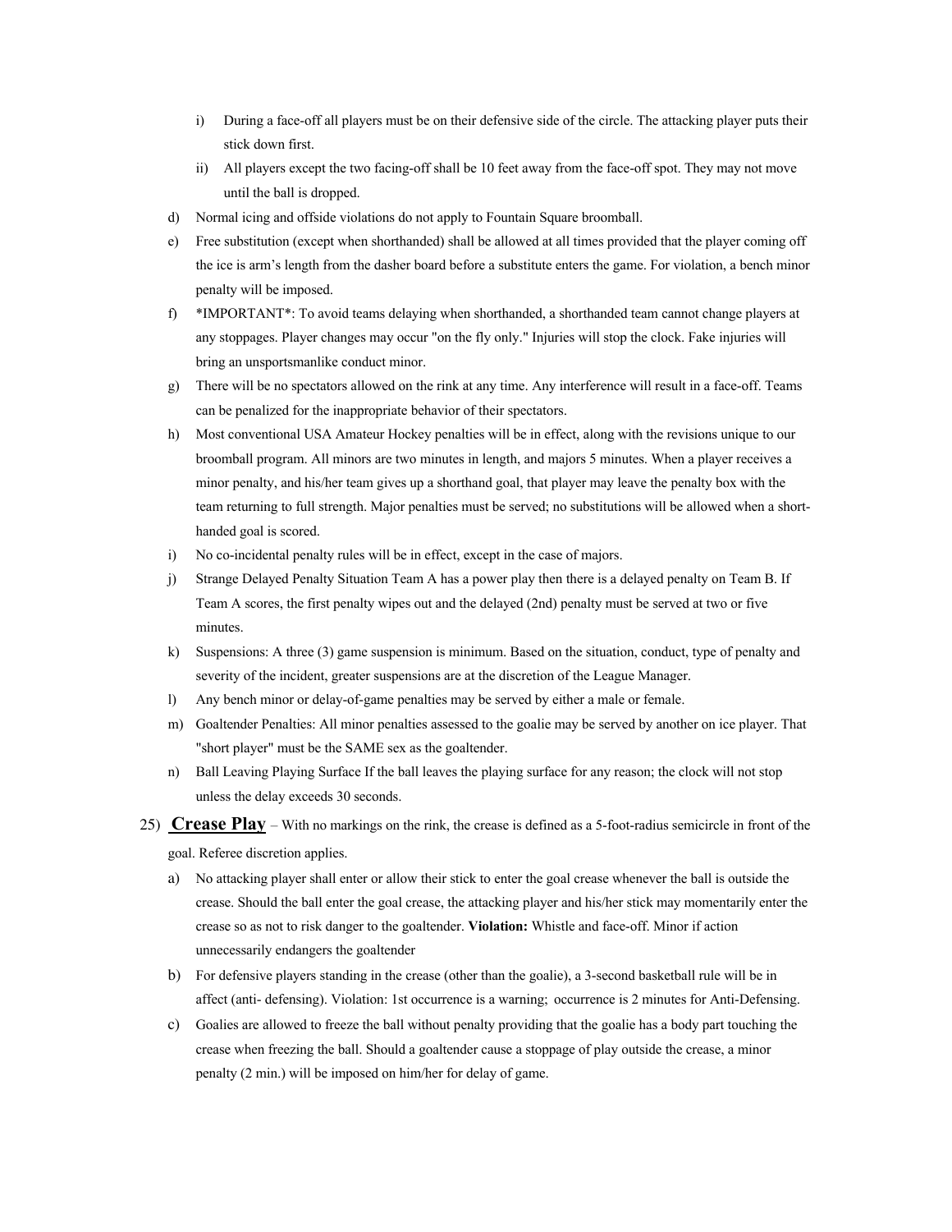i) During a face-off all players must be on their defensive side of the circle. The attacking player puts their stick down first.
   ii) All players except the two facing-off shall be 10 feet away from the face-off spot. They may not move until the ball is dropped.

d) Normal icing and offside violations do not apply to Fountain Square broomball.

e) Free substitution (except when shorthanded) shall be allowed at all times provided that the player coming off the ice is arm's length from the dasher board before a substitute enters the game. For violation, a bench minor penalty will be imposed.

f) *IMPORTANT*: To avoid teams delaying when shorthanded, a shorthanded team cannot change players at any stoppages. Player changes may occur "on the fly only." Injuries will stop the clock. Fake injuries will bring an unsportsmanlike conduct minor.

g) There will be no spectators allowed on the rink at any time. Any interference will result in a face-off. Teams can be penalized for the inappropriate behavior of their spectators.

h) Most conventional USA Amateur Hockey penalties will be in effect, along with the revisions unique to our broomball program. All minors are two minutes in length, and majors 5 minutes. When a player receives a minor penalty, and his/her team gives up a shorthand goal, that player may leave the penalty box with the team returning to full strength. Major penalties must be served; no substitutions will be allowed when a short-handed goal is scored.

i) No co-incidental penalty rules will be in effect, except in the case of majors.

j) Strange Delayed Penalty Situation Team A has a power play then there is a delayed penalty on Team B. If Team A scores, the first penalty wipes out and the delayed (2nd) penalty must be served at two or five minutes.

k) Suspensions: A three (3) game suspension is minimum. Based on the situation, conduct, type of penalty and severity of the incident, greater suspensions are at the discretion of the League Manager.

l) Any bench minor or delay-of-game penalties may be served by either a male or female.

m) Goaltender Penalties: All minor penalties assessed to the goalie may be served by another on ice player. That "short player" must be the SAME sex as the goaltender.

n) Ball Leaving Playing Surface If the ball leaves the playing surface for any reason; the clock will not stop unless the delay exceeds 30 seconds.

25) **Crease Play** – With no markings on the rink, the crease is defined as a 5-foot-radius semicircle in front of the goal. Referee discretion applies.

a) No attacking player shall enter or allow their stick to enter the goal crease whenever the ball is outside the crease. Should the ball enter the goal crease, the attacking player and his/her stick may momentarily enter the crease so as not to risk danger to the goaltender. **Violation:** Whistle and face-off. Minor if action unnecessarily endangers the goaltender

b) For defensive players standing in the crease (other than the goalie), a 3-second basketball rule will be in affect (anti- defensing). Violation: 1st occurrence is a warning; occurrence is 2 minutes for Anti-Defensing.

c) Goalies are allowed to freeze the ball without penalty providing that the goalie has a body part touching the crease when freezing the ball. Should a goaltender cause a stoppage of play outside the crease, a minor penalty (2 min.) will be imposed on him/her for delay of game.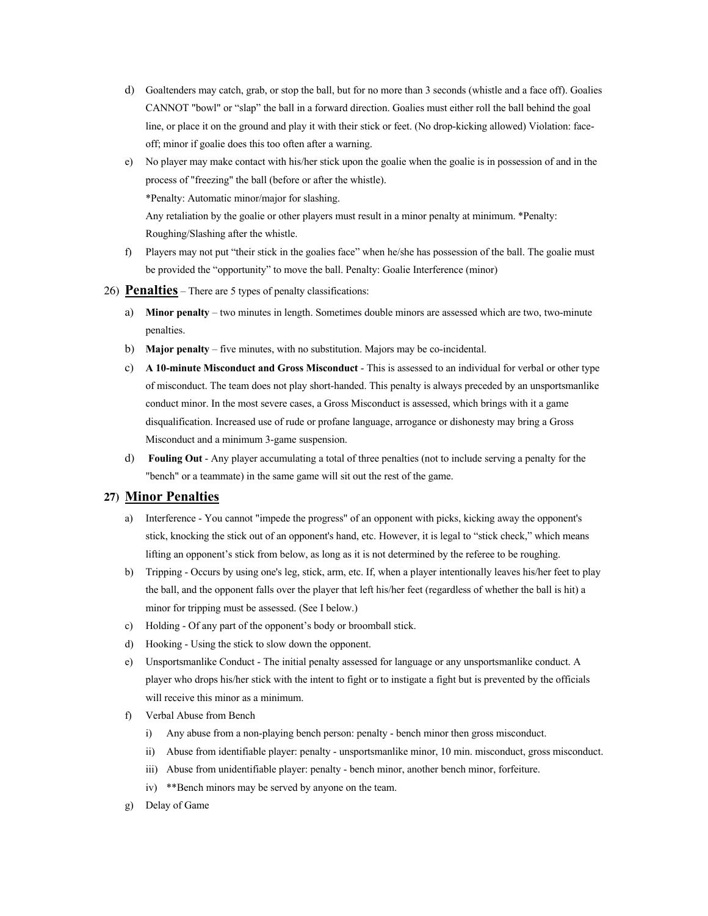d) Goaltenders may catch, grab, or stop the ball, but for no more than 3 seconds (whistle and a face off). Goalies CANNOT "bowl" or "slap" the ball in a forward direction. Goalies must either roll the ball behind the goal line, or place it on the ground and play it with their stick or feet. (No drop-kicking allowed) Violation: face-off; minor if goalie does this too often after a warning.

e) No player may make contact with his/her stick upon the goalie when the goalie is in possession of and in the process of "freezing" the ball (before or after the whistle).
*Penalty: Automatic minor/major for slashing.
Any retaliation by the goalie or other players must result in a minor penalty at minimum. *Penalty: Roughing/Slashing after the whistle.

f) Players may not put "their stick in the goalies face" when he/she has possession of the ball. The goalie must be provided the "opportunity" to move the ball. Penalty: Goalie Interference (minor)

26) **Penalties** – There are 5 types of penalty classifications:

a) **Minor penalty** – two minutes in length. Sometimes double minors are assessed which are two, two-minute penalties.

b) **Major penalty** – five minutes, with no substitution. Majors may be co-incidental.

c) **A 10-minute Misconduct and Gross Misconduct** - This is assessed to an individual for verbal or other type of misconduct. The team does not play short-handed. This penalty is always preceded by an unsportsmanlike conduct minor. In the most severe cases, a Gross Misconduct is assessed, which brings with it a game disqualification. Increased use of rude or profane language, arrogance or dishonesty may bring a Gross Misconduct and a minimum 3-game suspension.

d) **Fouling Out** - Any player accumulating a total of three penalties (not to include serving a penalty for the "bench" or a teammate) in the same game will sit out the rest of the game.

27) **Minor Penalties**

a) Interference - You cannot "impede the progress" of an opponent with picks, kicking away the opponent's stick, knocking the stick out of an opponent's hand, etc. However, it is legal to "stick check," which means lifting an opponent's stick from below, as long as it is not determined by the referee to be roughing.

b) Tripping - Occurs by using one's leg, stick, arm, etc. If, when a player intentionally leaves his/her feet to play the ball, and the opponent falls over the player that left his/her feet (regardless of whether the ball is hit) a minor for tripping must be assessed. (See I below.)

c) Holding - Of any part of the opponent's body or broomball stick.

d) Hooking - Using the stick to slow down the opponent.

e) Unsportsmanlike Conduct - The initial penalty assessed for language or any unsportsmanlike conduct. A player who drops his/her stick with the intent to fight or to instigate a fight but is prevented by the officials will receive this minor as a minimum.

f) Verbal Abuse from Bench
   i) Any abuse from a non-playing bench person: penalty - bench minor then gross misconduct.
   ii) Abuse from identifiable player: penalty - unsportsmanlike minor, 10 min. misconduct, gross misconduct.
   iii) Abuse from unidentifiable player: penalty - bench minor, another bench minor, forfeiture.
   iv) **Bench minors may be served by anyone on the team.

g) Delay of Game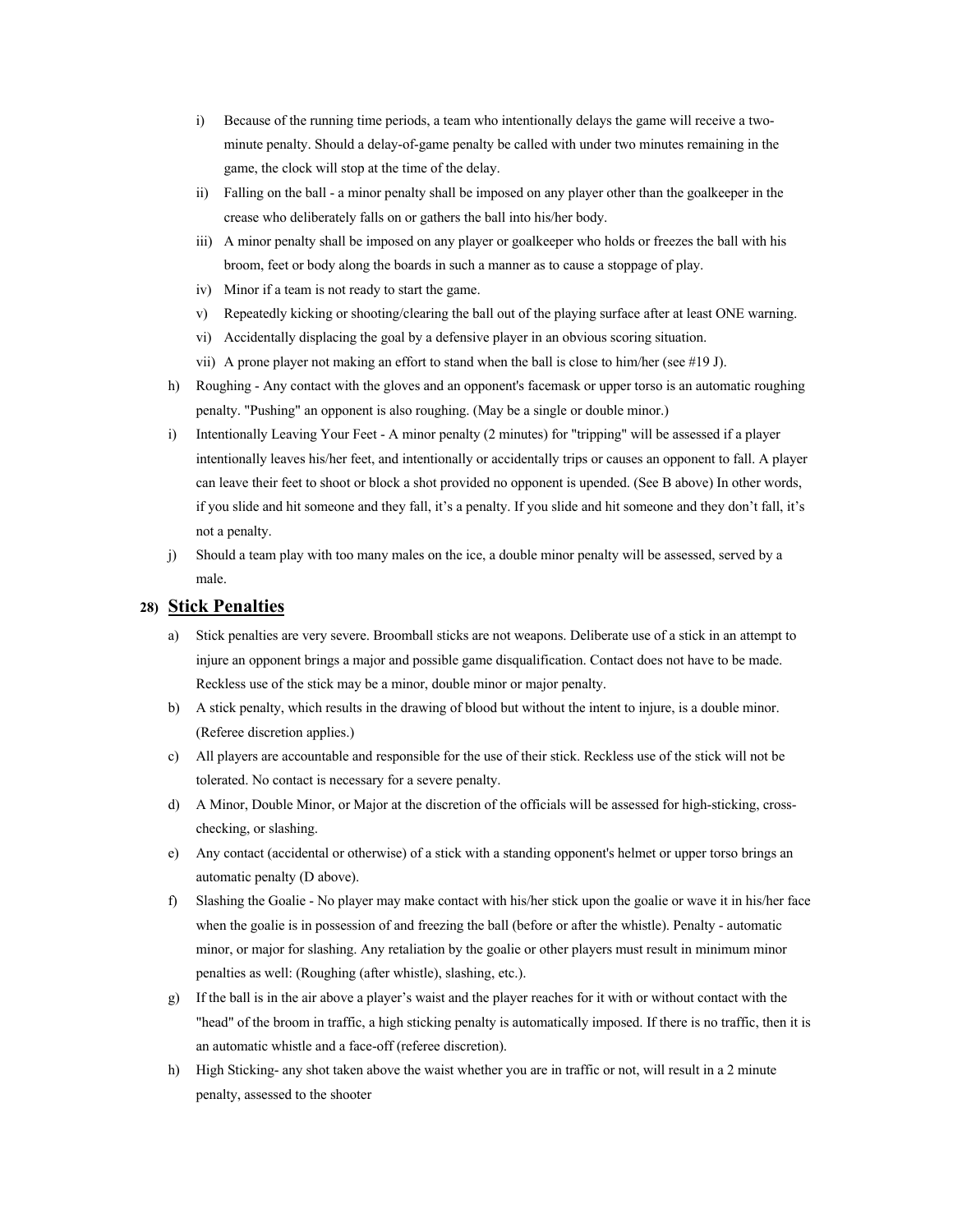- i) Because of the running time periods, a team who intentionally delays the game will receive a two-minute penalty. Should a delay-of-game penalty be called with under two minutes remaining in the game, the clock will stop at the time of the delay.
- ii) Falling on the ball - a minor penalty shall be imposed on any player other than the goalkeeper in the crease who deliberately falls on or gathers the ball into his/her body.
- iii) A minor penalty shall be imposed on any player or goalkeeper who holds or freezes the ball with his broom, feet or body along the boards in such a manner as to cause a stoppage of play.
- iv) Minor if a team is not ready to start the game.
- v) Repeatedly kicking or shooting/clearing the ball out of the playing surface after at least ONE warning.
- vi) Accidentally displacing the goal by a defensive player in an obvious scoring situation.
- vii) A prone player not making an effort to stand when the ball is close to him/her (see #19 J).

- h) Roughing - Any contact with the gloves and an opponent's facemask or upper torso is an automatic roughing penalty. "Pushing" an opponent is also roughing. (May be a single or double minor.)
- i) Intentionally Leaving Your Feet - A minor penalty (2 minutes) for "tripping" will be assessed if a player intentionally leaves his/her feet, and intentionally or accidentally trips or causes an opponent to fall. A player can leave their feet to shoot or block a shot provided no opponent is upended. (See B above) In other words, if you slide and hit someone and they fall, it's a penalty. If you slide and hit someone and they don't fall, it's not a penalty.
- j) Should a team play with too many males on the ice, a double minor penalty will be assessed, served by a male.

## 28) Stick Penalties

- a) Stick penalties are very severe. Broomball sticks are not weapons. Deliberate use of a stick in an attempt to injure an opponent brings a major and possible game disqualification. Contact does not have to be made. Reckless use of the stick may be a minor, double minor or major penalty.
- b) A stick penalty, which results in the drawing of blood but without the intent to injure, is a double minor. (Referee discretion applies.)
- c) All players are accountable and responsible for the use of their stick. Reckless use of the stick will not be tolerated. No contact is necessary for a severe penalty.
- d) A Minor, Double Minor, or Major at the discretion of the officials will be assessed for high-sticking, cross-checking, or slashing.
- e) Any contact (accidental or otherwise) of a stick with a standing opponent's helmet or upper torso brings an automatic penalty (D above).
- f) Slashing the Goalie - No player may make contact with his/her stick upon the goalie or wave it in his/her face when the goalie is in possession of and freezing the ball (before or after the whistle). Penalty - automatic minor, or major for slashing. Any retaliation by the goalie or other players must result in minimum minor penalties as well: (Roughing (after whistle), slashing, etc.).
- g) If the ball is in the air above a player's waist and the player reaches for it with or without contact with the "head" of the broom in traffic, a high sticking penalty is automatically imposed. If there is no traffic, then it is an automatic whistle and a face-off (referee discretion).
- h) High Sticking- any shot taken above the waist whether you are in traffic or not, will result in a 2 minute penalty, assessed to the shooter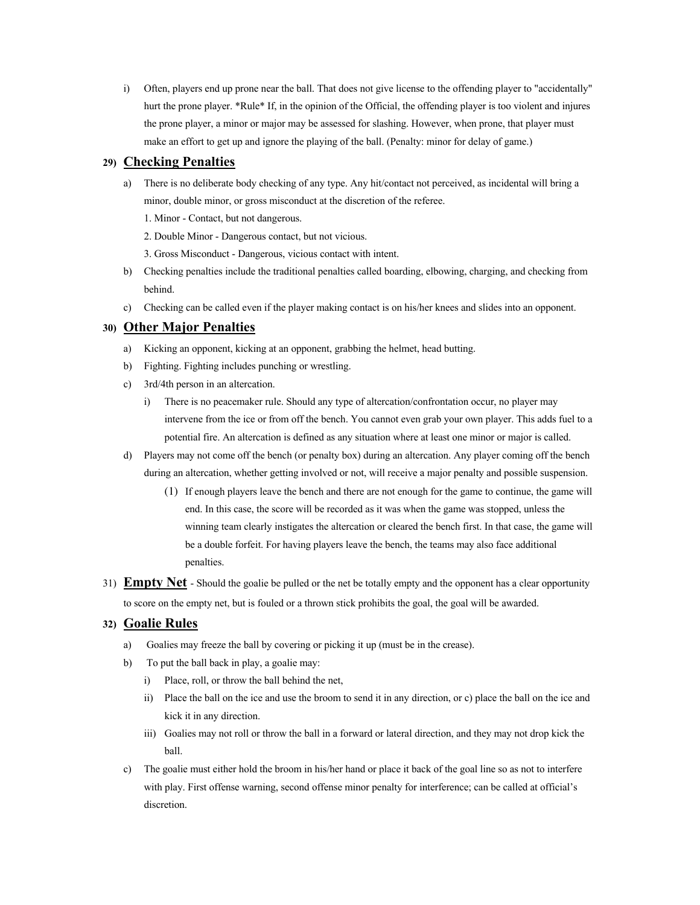i) Often, players end up prone near the ball. That does not give license to the offending player to "accidentally" hurt the prone player. *Rule* If, in the opinion of the Official, the offending player is too violent and injures the prone player, a minor or major may be assessed for slashing. However, when prone, that player must make an effort to get up and ignore the playing of the ball. (Penalty: minor for delay of game.)

## 29) Checking Penalties

a) There is no deliberate body checking of any type. Any hit/contact not perceived, as incidental will bring a minor, double minor, or gross misconduct at the discretion of the referee.

   1. Minor - Contact, but not dangerous.
   2. Double Minor - Dangerous contact, but not vicious.
   3. Gross Misconduct - Dangerous, vicious contact with intent.

b) Checking penalties include the traditional penalties called boarding, elbowing, charging, and checking from behind.

c) Checking can be called even if the player making contact is on his/her knees and slides into an opponent.

## 30) Other Major Penalties

a) Kicking an opponent, kicking at an opponent, grabbing the helmet, head butting.

b) Fighting. Fighting includes punching or wrestling.

c) 3rd/4th person in an altercation.

   i) There is no peacemaker rule. Should any type of altercation/confrontation occur, no player may intervene from the ice or from off the bench. You cannot even grab your own player. This adds fuel to a potential fire. An altercation is defined as any situation where at least one minor or major is called.

d) Players may not come off the bench (or penalty box) during an altercation. Any player coming off the bench during an altercation, whether getting involved or not, will receive a major penalty and possible suspension.

   (1) If enough players leave the bench and there are not enough for the game to continue, the game will end. In this case, the score will be recorded as it was when the game was stopped, unless the winning team clearly instigates the altercation or cleared the bench first. In that case, the game will be a double forfeit. For having players leave the bench, the teams may also face additional penalties.

31) **Empty Net** - Should the goalie be pulled or the net be totally empty and the opponent has a clear opportunity to score on the empty net, but is fouled or a thrown stick prohibits the goal, the goal will be awarded.

## 32) Goalie Rules

a) Goalies may freeze the ball by covering or picking it up (must be in the crease).

b) To put the ball back in play, a goalie may:

   i) Place, roll, or throw the ball behind the net,

   ii) Place the ball on the ice and use the broom to send it in any direction, or c) place the ball on the ice and kick it in any direction.

   iii) Goalies may not roll or throw the ball in a forward or lateral direction, and they may not drop kick the ball.

c) The goalie must either hold the broom in his/her hand or place it back of the goal line so as not to interfere with play. First offense warning, second offense minor penalty for interference; can be called at official's discretion.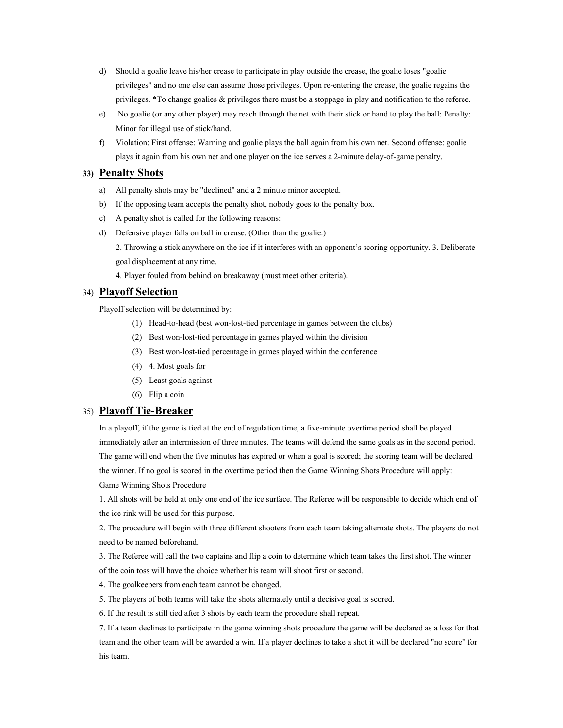d) Should a goalie leave his/her crease to participate in play outside the crease, the goalie loses "goalie privileges" and no one else can assume those privileges. Upon re-entering the crease, the goalie regains the privileges. *To change goalies & privileges there must be a stoppage in play and notification to the referee.

e) No goalie (or any other player) may reach through the net with their stick or hand to play the ball: Penalty: Minor for illegal use of stick/hand.

f) Violation: First offense: Warning and goalie plays the ball again from his own net. Second offense: goalie plays it again from his own net and one player on the ice serves a 2-minute delay-of-game penalty.

## 33) Penalty Shots

a) All penalty shots may be "declined" and a 2 minute minor accepted.

b) If the opposing team accepts the penalty shot, nobody goes to the penalty box.

c) A penalty shot is called for the following reasons:

d) Defensive player falls on ball in crease. (Other than the goalie.)

2. Throwing a stick anywhere on the ice if it interferes with an opponent's scoring opportunity. 3. Deliberate goal displacement at any time.

4. Player fouled from behind on breakaway (must meet other criteria).

## 34) Playoff Selection

Playoff selection will be determined by:

(1) Head-to-head (best won-lost-tied percentage in games between the clubs)

(2) Best won-lost-tied percentage in games played within the division

(3) Best won-lost-tied percentage in games played within the conference

(4) 4. Most goals for

(5) Least goals against

(6) Flip a coin

## 35) Playoff Tie-Breaker

In a playoff, if the game is tied at the end of regulation time, a five-minute overtime period shall be played immediately after an intermission of three minutes. The teams will defend the same goals as in the second period. The game will end when the five minutes has expired or when a goal is scored; the scoring team will be declared the winner. If no goal is scored in the overtime period then the Game Winning Shots Procedure will apply:

Game Winning Shots Procedure

1. All shots will be held at only one end of the ice surface. The Referee will be responsible to decide which end of the ice rink will be used for this purpose.

2. The procedure will begin with three different shooters from each team taking alternate shots. The players do not need to be named beforehand.

3. The Referee will call the two captains and flip a coin to determine which team takes the first shot. The winner of the coin toss will have the choice whether his team will shoot first or second.

4. The goalkeepers from each team cannot be changed.

5. The players of both teams will take the shots alternately until a decisive goal is scored.

6. If the result is still tied after 3 shots by each team the procedure shall repeat.

7. If a team declines to participate in the game winning shots procedure the game will be declared as a loss for that team and the other team will be awarded a win. If a player declines to take a shot it will be declared "no score" for his team.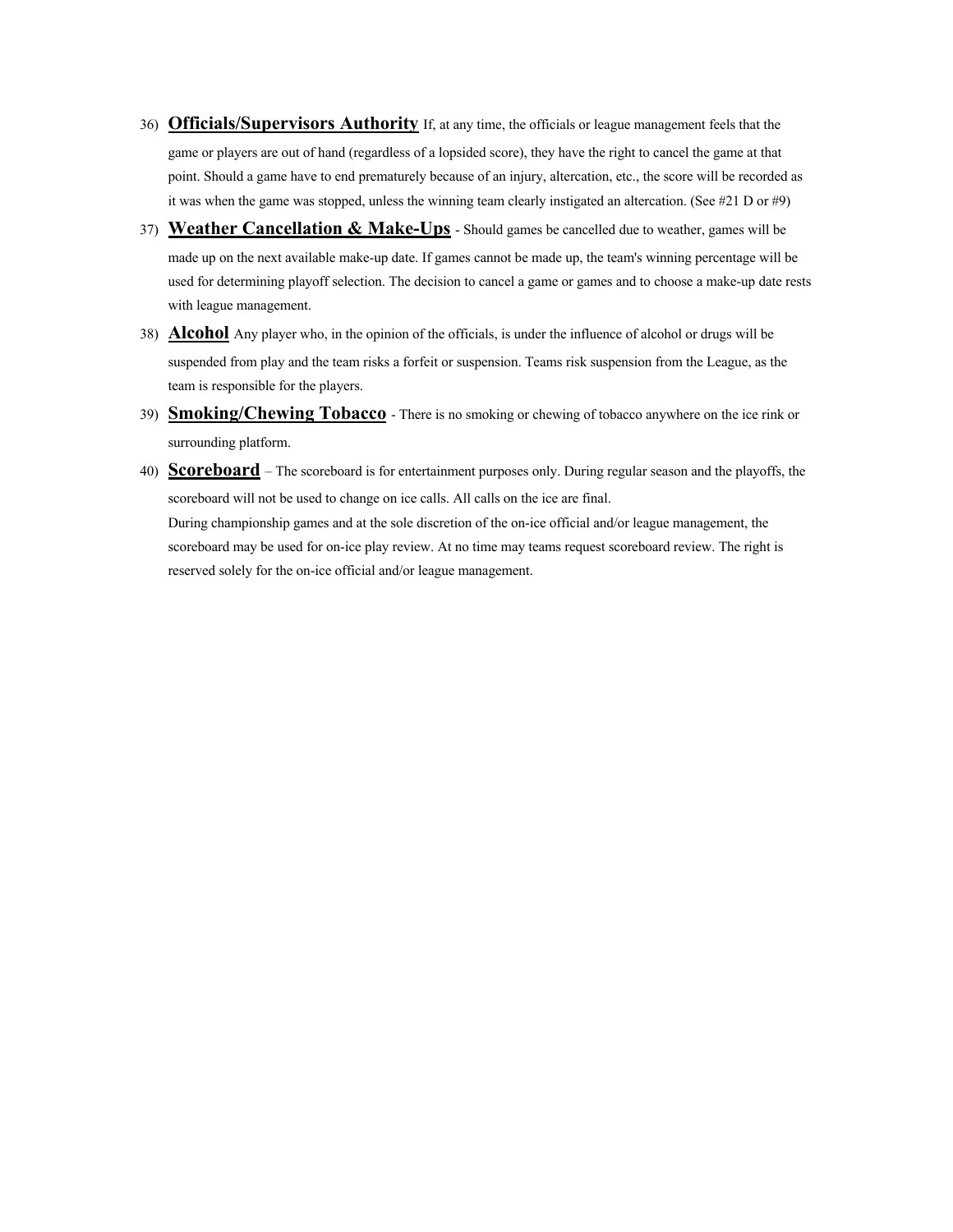36) **Officials/Supervisors Authority** If, at any time, the officials or league management feels that the game or players are out of hand (regardless of a lopsided score), they have the right to cancel the game at that point. Should a game have to end prematurely because of an injury, altercation, etc., the score will be recorded as it was when the game was stopped, unless the winning team clearly instigated an altercation. (See #21 D or #9)

37) **Weather Cancellation & Make-Ups** - Should games be cancelled due to weather, games will be made up on the next available make-up date. If games cannot be made up, the team's winning percentage will be used for determining playoff selection. The decision to cancel a game or games and to choose a make-up date rests with league management.

38) **Alcohol** Any player who, in the opinion of the officials, is under the influence of alcohol or drugs will be suspended from play and the team risks a forfeit or suspension. Teams risk suspension from the League, as the team is responsible for the players.

39) **Smoking/Chewing Tobacco** - There is no smoking or chewing of tobacco anywhere on the ice rink or surrounding platform.

40) **Scoreboard** – The scoreboard is for entertainment purposes only. During regular season and the playoffs, the scoreboard will not be used to change on ice calls. All calls on the ice are final.
During championship games and at the sole discretion of the on-ice official and/or league management, the scoreboard may be used for on-ice play review. At no time may teams request scoreboard review. The right is reserved solely for the on-ice official and/or league management.